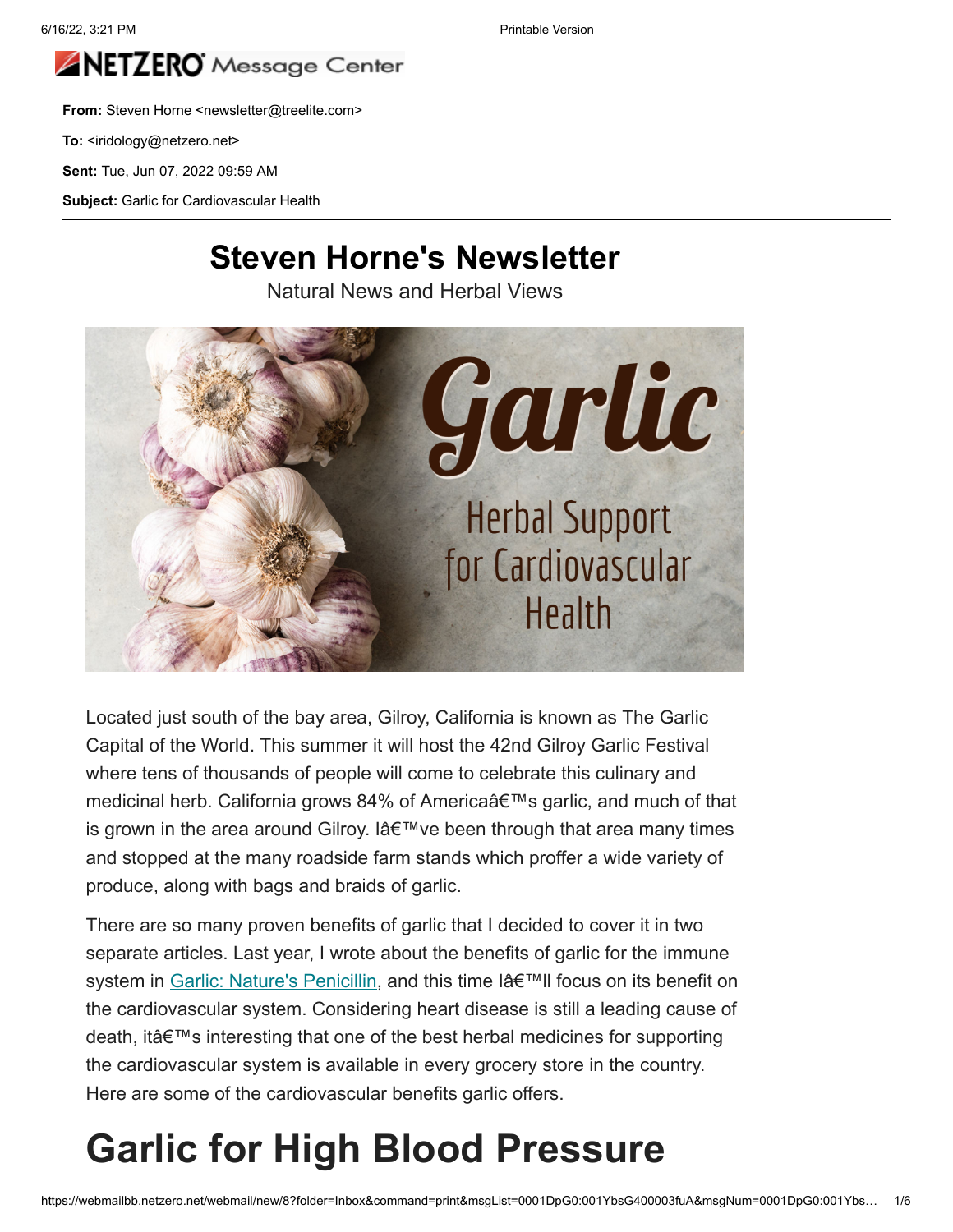**From:** Steven Horne <newsletter@treelite.com>

**To:** <iridology@netzero.net>

**Sent:** Tue, Jun 07, 2022 09:59 AM

**Subject:** Garlic for Cardiovascular Health

# Steven Horne's Newsletter

Natural News and Herbal Views

Located just south of the bay area, Gilroy, California is known as The Garlic Capital of the World. This summer it will host the 42nd Gilroy Garlic Festival where tens of thousands of people will come to celebrate this culinary and medicinal herb. California grows 84% of Americaâ€™s garlic, and much of that is grown in the area around Gilroy. Iâ€™ve been through that area many times and stopped at the many roadside farm stands which proffer a wide variety of produce, along with bags and braids of garlic.

There are so many proven benefits of garlic that I decided to cover it in two separate articles. Last year, I wrote about the benefits of garlic for the immune system in Garlic: Nature's Penicillin, and this time Iâ€™ll focus on its benefit on the cardiovascular system. Considering heart disease is still a leading cause of death, itâ€™s interesting that one of the best herbal medicines for supporting the cardiovascular system is available in every grocery store in the country. Here are some of the cardiovascular benefits garlic offers.

# Garlic for High Blood Pressure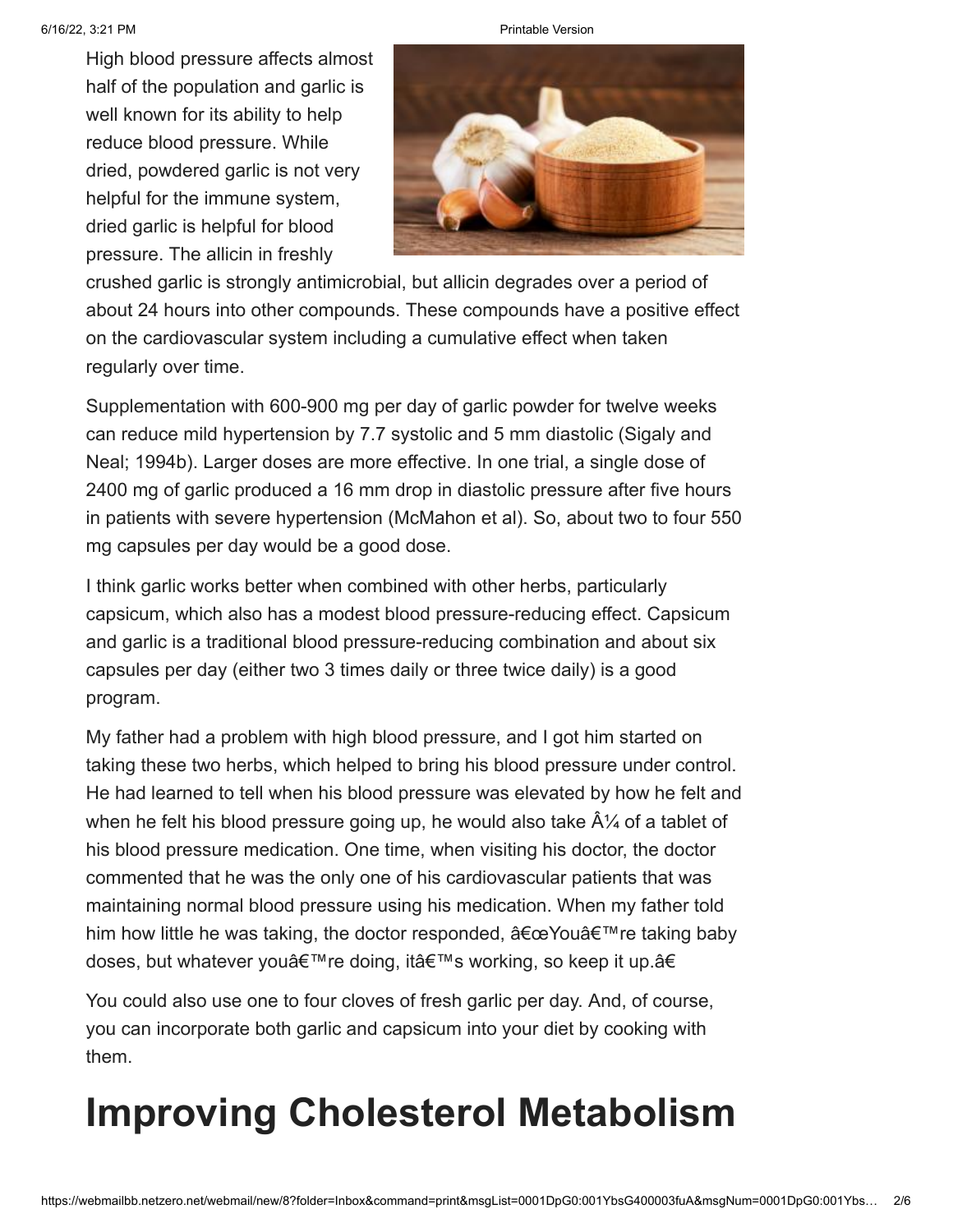High blood pressure affects almost half of the population and garlic is well known for its ability to help reduce blood pressure. While dried, powdered garlic is not very helpful for the immune system, dried garlic is helpful for blood pressure. The allicin in freshly crushed garlic is strongly antimicrobial, but allicin degrades over a period of about 24 hours into other compounds. These compounds have a positive effect on the cardiovascular system including a cumulative effect when taken regularly over time.

Supplementation with 600-900 mg per day of garlic powder for twelve weeks can reduce mild hypertension by 7.7 systolic and 5 mm diastolic (Sigaly and Neal; 1994b). Larger doses are more effective. In one trial, a single dose of 2400 mg of garlic produced a 16 mm drop in diastolic pressure after five hours in patients with severe hypertension (McMahon et al). So, about two to four 550 mg capsules per day would be a good dose.

I think garlic works better when combined with other herbs, particularly capsicum, which also has a modest blood pressure-reducing effect. Capsicum and garlic is a traditional blood pressure-reducing combination and about six capsules per day (either two 3 times daily or three twice daily) is a good program.

My father had a problem with high blood pressure, and I got him started on taking these two herbs, which helped to bring his blood pressure under control. He had learned to tell when his blood pressure was elevated by how he felt and when he felt his blood pressure going up, he would also take Â¼ of a tablet of his blood pressure medication. One time, when visiting his doctor, the doctor commented that he was the only one of his cardiovascular patients that was maintaining normal blood pressure using his medication. When my father told him how little he was taking, the doctor responded, â€œYouâ€™re taking baby doses, but whatever youâ€™re doing, itâ€™s working, so keep it up.â€

You could also use one to four cloves of fresh garlic per day. And, of course, you can incorporate both garlic and capsicum into your diet by cooking with them.

# Improving Cholesterol Metabolism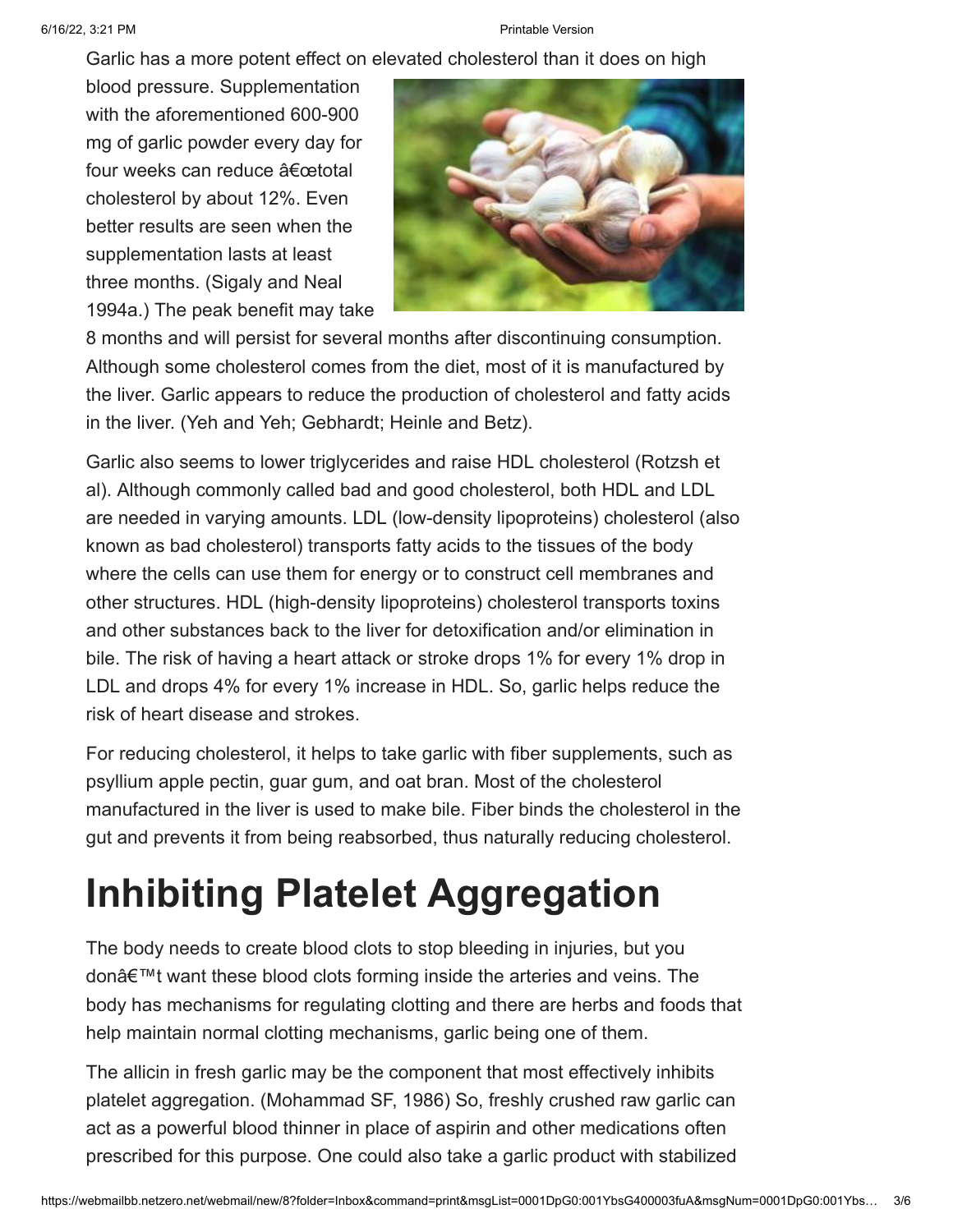Garlic has a more potent effect on elevated cholesterol than it does on high blood pressure. Supplementation with the aforementioned 600-900 mg of garlic powder every day for four weeks can reduce â€œtotal cholesterol by about 12%. Even better results are seen when the supplementation lasts at least three months. (Sigaly and Neal 1994a.) The peak benefit may take 8 months and will persist for several months after discontinuing consumption. Although some cholesterol comes from the diet, most of it is manufactured by the liver. Garlic appears to reduce the production of cholesterol and fatty acids in the liver. (Yeh and Yeh; Gebhardt; Heinle and Betz).

Garlic also seems to lower triglycerides and raise HDL cholesterol (Rotzsh et al). Although commonly called bad and good cholesterol, both HDL and LDL are needed in varying amounts. LDL (low-density lipoproteins) cholesterol (also known as bad cholesterol) transports fatty acids to the tissues of the body where the cells can use them for energy or to construct cell membranes and other structures. HDL (high-density lipoproteins) cholesterol transports toxins and other substances back to the liver for detoxification and/or elimination in bile. The risk of having a heart attack or stroke drops 1% for every 1% drop in LDL and drops 4% for every 1% increase in HDL. So, garlic helps reduce the risk of heart disease and strokes.

For reducing cholesterol, it helps to take garlic with fiber supplements, such as psyllium apple pectin, guar gum, and oat bran. Most of the cholesterol manufactured in the liver is used to make bile. Fiber binds the cholesterol in the gut and prevents it from being reabsorbed, thus naturally reducing cholesterol.

# Inhibiting Platelet Aggregation

The body needs to create blood clots to stop bleeding in injuries, but you donâ€™t want these blood clots forming inside the arteries and veins. The body has mechanisms for regulating clotting and there are herbs and foods that help maintain normal clotting mechanisms, garlic being one of them.

The allicin in fresh garlic may be the component that most effectively inhibits platelet aggregation. (Mohammad SF, 1986) So, freshly crushed raw garlic can act as a powerful blood thinner in place of aspirin and other medications often prescribed for this purpose. One could also take a garlic product with stabilized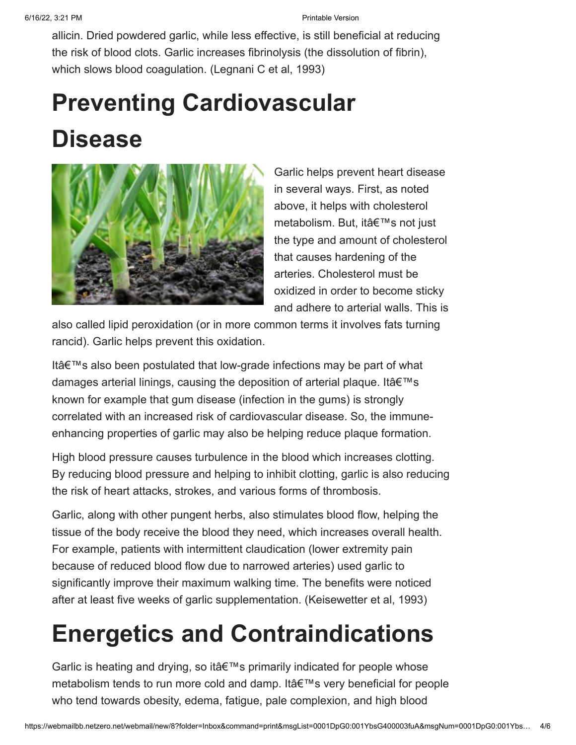allicin. Dried powdered garlic, while less effective, is still beneficial at reducing the risk of blood clots. Garlic increases fibrinolysis (the dissolution of fibrin), which slows blood coagulation. (Legnani C et al, 1993)

# Preventing Cardiovascular Disease

Garlic helps prevent heart disease in several ways. First, as noted above, it helps with cholesterol metabolism. But, itâ€™s not just the type and amount of cholesterol that causes hardening of the arteries. Cholesterol must be oxidized in order to become sticky and adhere to arterial walls. This is also called lipid peroxidation (or in more common terms it involves fats turning rancid). Garlic helps prevent this oxidation.

Itâ€™s also been postulated that low-grade infections may be part of what damages arterial linings, causing the deposition of arterial plaque. Itâ€™s known for example that gum disease (infection in the gums) is strongly correlated with an increased risk of cardiovascular disease. So, the immune-enhancing properties of garlic may also be helping reduce plaque formation.

High blood pressure causes turbulence in the blood which increases clotting. By reducing blood pressure and helping to inhibit clotting, garlic is also reducing the risk of heart attacks, strokes, and various forms of thrombosis.

Garlic, along with other pungent herbs, also stimulates blood flow, helping the tissue of the body receive the blood they need, which increases overall health. For example, patients with intermittent claudication (lower extremity pain because of reduced blood flow due to narrowed arteries) used garlic to significantly improve their maximum walking time. The benefits were noticed after at least five weeks of garlic supplementation. (Keisewetter et al, 1993)

# Energetics and Contraindications

Garlic is heating and drying, so itâ€™s primarily indicated for people whose metabolism tends to run more cold and damp. Itâ€™s very beneficial for people who tend towards obesity, edema, fatigue, pale complexion, and high blood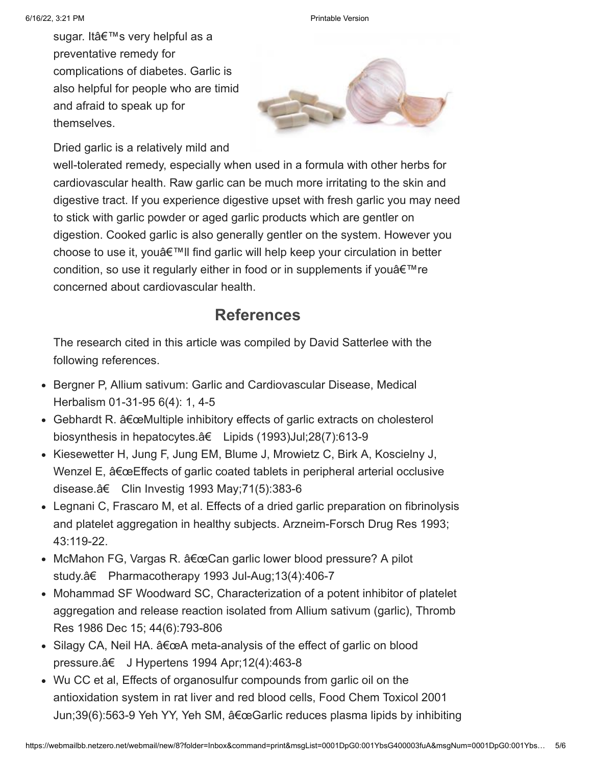sugar. Itâ€™s very helpful as a preventative remedy for complications of diabetes. Garlic is also helpful for people who are timid and afraid to speak up for themselves.

Dried garlic is a relatively mild and well-tolerated remedy, especially when used in a formula with other herbs for cardiovascular health. Raw garlic can be much more irritating to the skin and digestive tract. If you experience digestive upset with fresh garlic you may need to stick with garlic powder or aged garlic products which are gentler on digestion. Cooked garlic is also generally gentler on the system. However you choose to use it, youâ€™ll find garlic will help keep your circulation in better condition, so use it regularly either in food or in supplements if youâ€™re concerned about cardiovascular health.

## References

The research cited in this article was compiled by David Satterlee with the following references.

- Bergner P, Allium sativum: Garlic and Cardiovascular Disease, Medical Herbalism 01-31-95 6(4): 1, 4-5
- Gebhardt R. â€œMultiple inhibitory effects of garlic extracts on cholesterol biosynthesis in hepatocytes.â€ Lipids (1993)Jul;28(7):613-9
- Kiesewetter H, Jung F, Jung EM, Blume J, Mrowietz C, Birk A, Koscielny J, Wenzel E, â€œEffects of garlic coated tablets in peripheral arterial occlusive disease.â€ Clin Investig 1993 May;71(5):383-6
- Legnani C, Frascaro M, et al. Effects of a dried garlic preparation on fibrinolysis and platelet aggregation in healthy subjects. Arzneim-Forsch Drug Res 1993; 43:119-22.
- McMahon FG, Vargas R. â€œCan garlic lower blood pressure? A pilot study.â€ Pharmacotherapy 1993 Jul-Aug;13(4):406-7
- Mohammad SF Woodward SC, Characterization of a potent inhibitor of platelet aggregation and release reaction isolated from Allium sativum (garlic), Thromb Res 1986 Dec 15; 44(6):793-806
- Silagy CA, Neil HA. â€œA meta-analysis of the effect of garlic on blood pressure.â€ J Hypertens 1994 Apr;12(4):463-8
- Wu CC et al, Effects of organosulfur compounds from garlic oil on the antioxidation system in rat liver and red blood cells, Food Chem Toxicol 2001 Jun;39(6):563-9 Yeh YY, Yeh SM, â€œGarlic reduces plasma lipids by inhibiting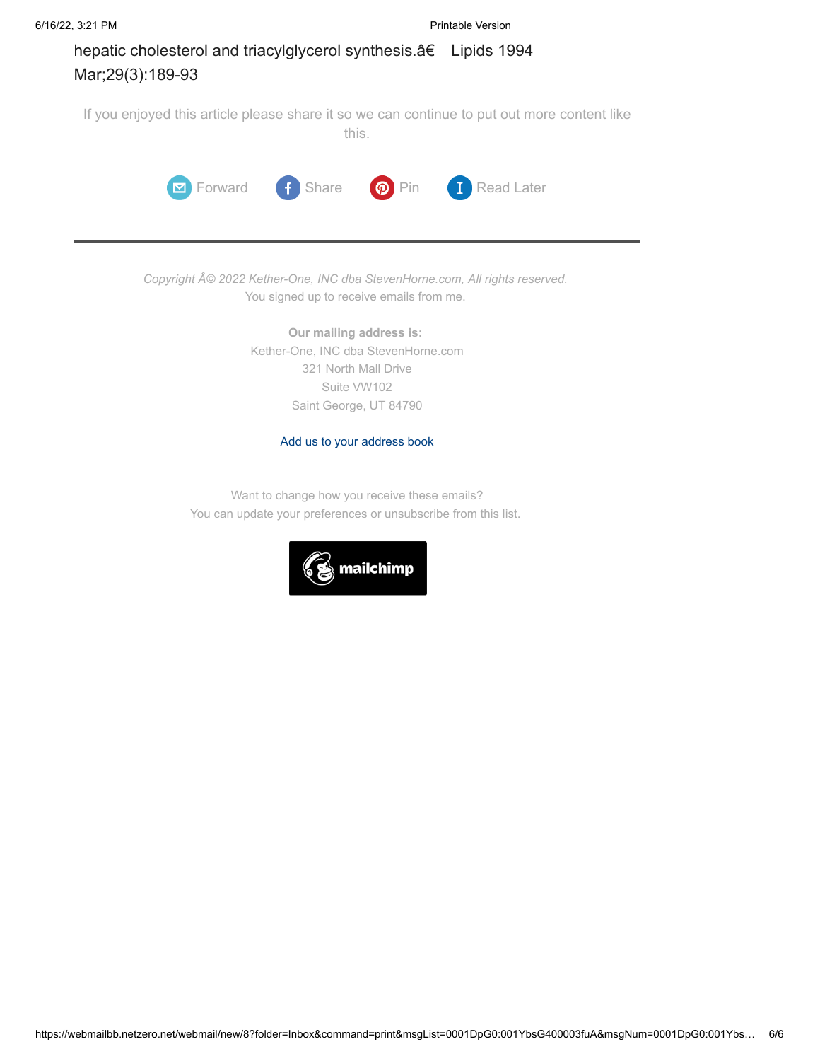hepatic cholesterol and triacylglycerol synthesis.â€ Lipids 1994 Mar;29(3):189-93

If you enjoyed this article please share it so we can continue to put out more content like this.

Forward Share Pin Read Later

---

*Copyright Â© 2022 Kether-One, INC dba StevenHorne.com, All rights reserved.*
You signed up to receive emails from me.

**Our mailing address is:**
Kether-One, INC dba StevenHorne.com
321 North Mall Drive
Suite VW102
Saint George, UT 84790

Add us to your address book

Want to change how you receive these emails?
You can update your preferences or unsubscribe from this list.

mailchimp